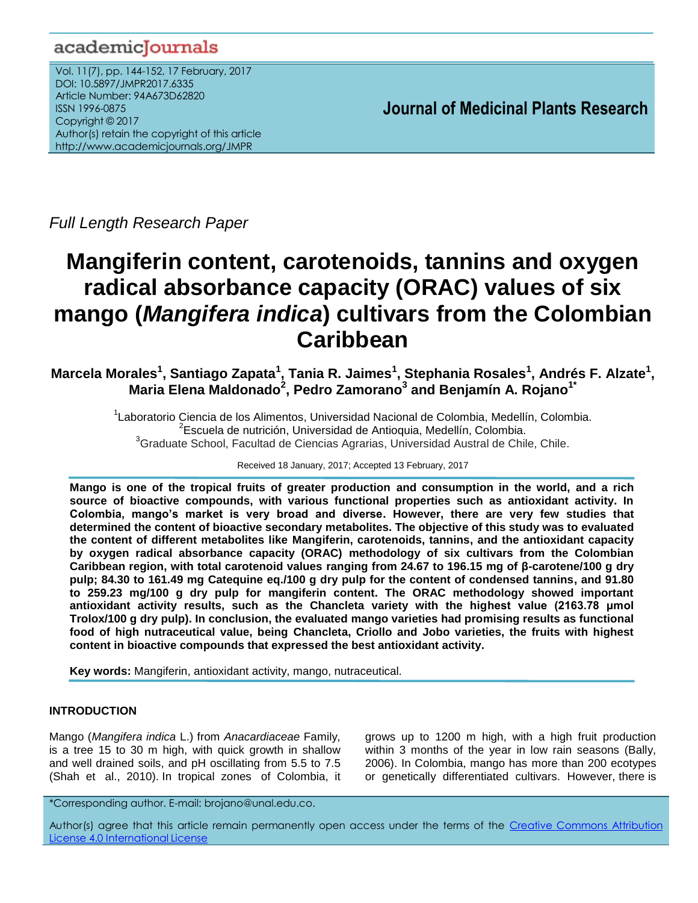Full Length Research Paper

# Mangiferin content, carotenoids, tannins and oxygen radical absorbance capacity (ORAC) values of six mango (*Mangifera indica*) cultivars from the Colombian Caribbean

**Marcela Morales[1], Santiago Zapata[1], Tania R. Jaimes[1], Stephania Rosales[1], Andrés F. Alzate[1], Maria Elena Maldonado[2], Pedro Zamorano[3] and Benjamín A. Rojano[1*]**

[1]Laboratorio Ciencia de los Alimentos, Universidad Nacional de Colombia, Medellín, Colombia.
[2]Escuela de nutrición, Universidad de Antioquia, Medellín, Colombia.
[3]Graduate School, Facultad de Ciencias Agrarias, Universidad Austral de Chile, Chile.

Received 18 January, 2017; Accepted 13 February, 2017

**Mango is one of the tropical fruits of greater production and consumption in the world, and a rich source of bioactive compounds, with various functional properties such as antioxidant activity. In Colombia, mango's market is very broad and diverse. However, there are very few studies that determined the content of bioactive secondary metabolites. The objective of this study was to evaluated the content of different metabolites like Mangiferin, carotenoids, tannins, and the antioxidant capacity by oxygen radical absorbance capacity (ORAC) methodology of six cultivars from the Colombian Caribbean region, with total carotenoid values ranging from 24.67 to 196.15 mg of β-carotene/100 g dry pulp; 84.30 to 161.49 mg Catequine eq./100 g dry pulp for the content of condensed tannins, and 91.80 to 259.23 mg/100 g dry pulp for mangiferin content. The ORAC methodology showed important antioxidant activity results, such as the Chancleta variety with the highest value (2163.78 µmol Trolox/100 g dry pulp). In conclusion, the evaluated mango varieties had promising results as functional food of high nutraceutical value, being Chancleta, Criollo and Jobo varieties, the fruits with highest content in bioactive compounds that expressed the best antioxidant activity.**

**Key words:** Mangiferin, antioxidant activity, mango, nutraceutical.

## INTRODUCTION

Mango (*Mangifera indica* L.) from *Anacardiaceae* Family, is a tree 15 to 30 m high, with quick growth in shallow and well drained soils, and pH oscillating from 5.5 to 7.5 (Shah et al., 2010). In tropical zones of Colombia, it grows up to 1200 m high, with a high fruit production within 3 months of the year in low rain seasons (Bally, 2006). In Colombia, mango has more than 200 ecotypes or genetically differentiated cultivars. However, there is

*Corresponding author. E-mail: brojano@unal.edu.co.

Author(s) agree that this article remain permanently open access under the terms of the Creative Commons Attribution License 4.0 International License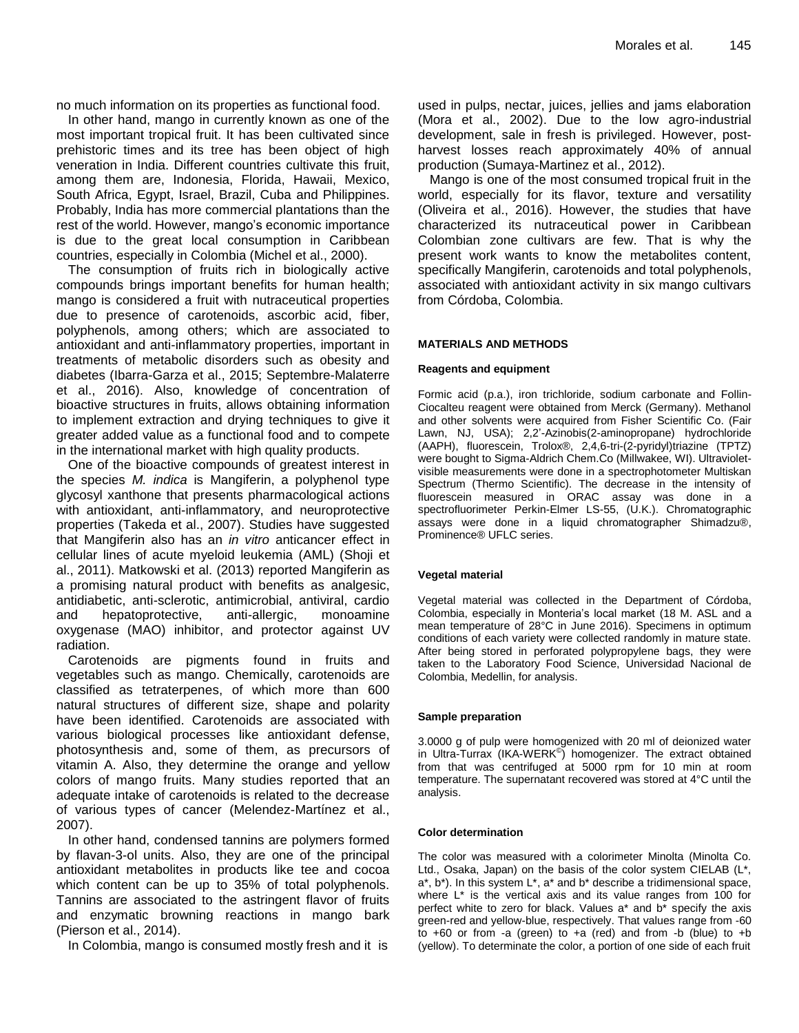no much information on its properties as functional food.

In other hand, mango in currently known as one of the most important tropical fruit. It has been cultivated since prehistoric times and its tree has been object of high veneration in India. Different countries cultivate this fruit, among them are, Indonesia, Florida, Hawaii, Mexico, South Africa, Egypt, Israel, Brazil, Cuba and Philippines. Probably, India has more commercial plantations than the rest of the world. However, mango's economic importance is due to the great local consumption in Caribbean countries, especially in Colombia (Michel et al., 2000).

The consumption of fruits rich in biologically active compounds brings important benefits for human health; mango is considered a fruit with nutraceutical properties due to presence of carotenoids, ascorbic acid, fiber, polyphenols, among others; which are associated to antioxidant and anti-inflammatory properties, important in treatments of metabolic disorders such as obesity and diabetes (Ibarra-Garza et al., 2015; Septembre-Malaterre et al., 2016). Also, knowledge of concentration of bioactive structures in fruits, allows obtaining information to implement extraction and drying techniques to give it greater added value as a functional food and to compete in the international market with high quality products.

One of the bioactive compounds of greatest interest in the species *M. indica* is Mangiferin, a polyphenol type glycosyl xanthone that presents pharmacological actions with antioxidant, anti-inflammatory, and neuroprotective properties (Takeda et al., 2007). Studies have suggested that Mangiferin also has an *in vitro* anticancer effect in cellular lines of acute myeloid leukemia (AML) (Shoji et al., 2011). Matkowski et al. (2013) reported Mangiferin as a promising natural product with benefits as analgesic, antidiabetic, anti-sclerotic, antimicrobial, antiviral, cardio and hepatoprotective, anti-allergic, monoamine oxygenase (MAO) inhibitor, and protector against UV radiation.

Carotenoids are pigments found in fruits and vegetables such as mango. Chemically, carotenoids are classified as tetraterpenes, of which more than 600 natural structures of different size, shape and polarity have been identified. Carotenoids are associated with various biological processes like antioxidant defense, photosynthesis and, some of them, as precursors of vitamin A. Also, they determine the orange and yellow colors of mango fruits. Many studies reported that an adequate intake of carotenoids is related to the decrease of various types of cancer (Melendez-Martínez et al., 2007).

In other hand, condensed tannins are polymers formed by flavan-3-ol units. Also, they are one of the principal antioxidant metabolites in products like tee and cocoa which content can be up to 35% of total polyphenols. Tannins are associated to the astringent flavor of fruits and enzymatic browning reactions in mango bark (Pierson et al., 2014).

In Colombia, mango is consumed mostly fresh and it is used in pulps, nectar, juices, jellies and jams elaboration (Mora et al., 2002). Due to the low agro-industrial development, sale in fresh is privileged. However, post-harvest losses reach approximately 40% of annual production (Sumaya-Martinez et al., 2012).

Mango is one of the most consumed tropical fruit in the world, especially for its flavor, texture and versatility (Oliveira et al., 2016). However, the studies that have characterized its nutraceutical power in Caribbean Colombian zone cultivars are few. That is why the present work wants to know the metabolites content, specifically Mangiferin, carotenoids and total polyphenols, associated with antioxidant activity in six mango cultivars from Córdoba, Colombia.

## MATERIALS AND METHODS

### Reagents and equipment

Formic acid (p.a.), iron trichloride, sodium carbonate and Follin-Ciocalteu reagent were obtained from Merck (Germany). Methanol and other solvents were acquired from Fisher Scientific Co. (Fair Lawn, NJ, USA); 2,2'-Azinobis(2-aminopropane) hydrochloride (AAPH), fluorescein, Trolox®, 2,4,6-tri-(2-pyridyl)triazine (TPTZ) were bought to Sigma-Aldrich Chem.Co (Millwakee, WI). Ultraviolet-visible measurements were done in a spectrophotometer Multiskan Spectrum (Thermo Scientific). The decrease in the intensity of fluorescein measured in ORAC assay was done in a spectrofluorimeter Perkin-Elmer LS-55, (U.K.). Chromatographic assays were done in a liquid chromatographer Shimadzu®, Prominence® UFLC series.

### Vegetal material

Vegetal material was collected in the Department of Córdoba, Colombia, especially in Monteria's local market (18 M. ASL and a mean temperature of 28°C in June 2016). Specimens in optimum conditions of each variety were collected randomly in mature state. After being stored in perforated polypropylene bags, they were taken to the Laboratory Food Science, Universidad Nacional de Colombia, Medellin, for analysis.

### Sample preparation

3.0000 g of pulp were homogenized with 20 ml of deionized water in Ultra-Turrax (IKA-WERK®) homogenizer. The extract obtained from that was centrifuged at 5000 rpm for 10 min at room temperature. The supernatant recovered was stored at 4°C until the analysis.

### Color determination

The color was measured with a colorimeter Minolta (Minolta Co. Ltd., Osaka, Japan) on the basis of the color system CIELAB (L*, a*, b*). In this system L* a* and b* describe a tridimensional space, where L* is the vertical axis and its value ranges from 100 for perfect white to zero for black. Values a* and b* specify the axis green-red and yellow-blue, respectively. That values range from -60 to +60 or from -a (green) to +a (red) and from -b (blue) to +b (yellow). To determinate the color, a portion of one side of each fruit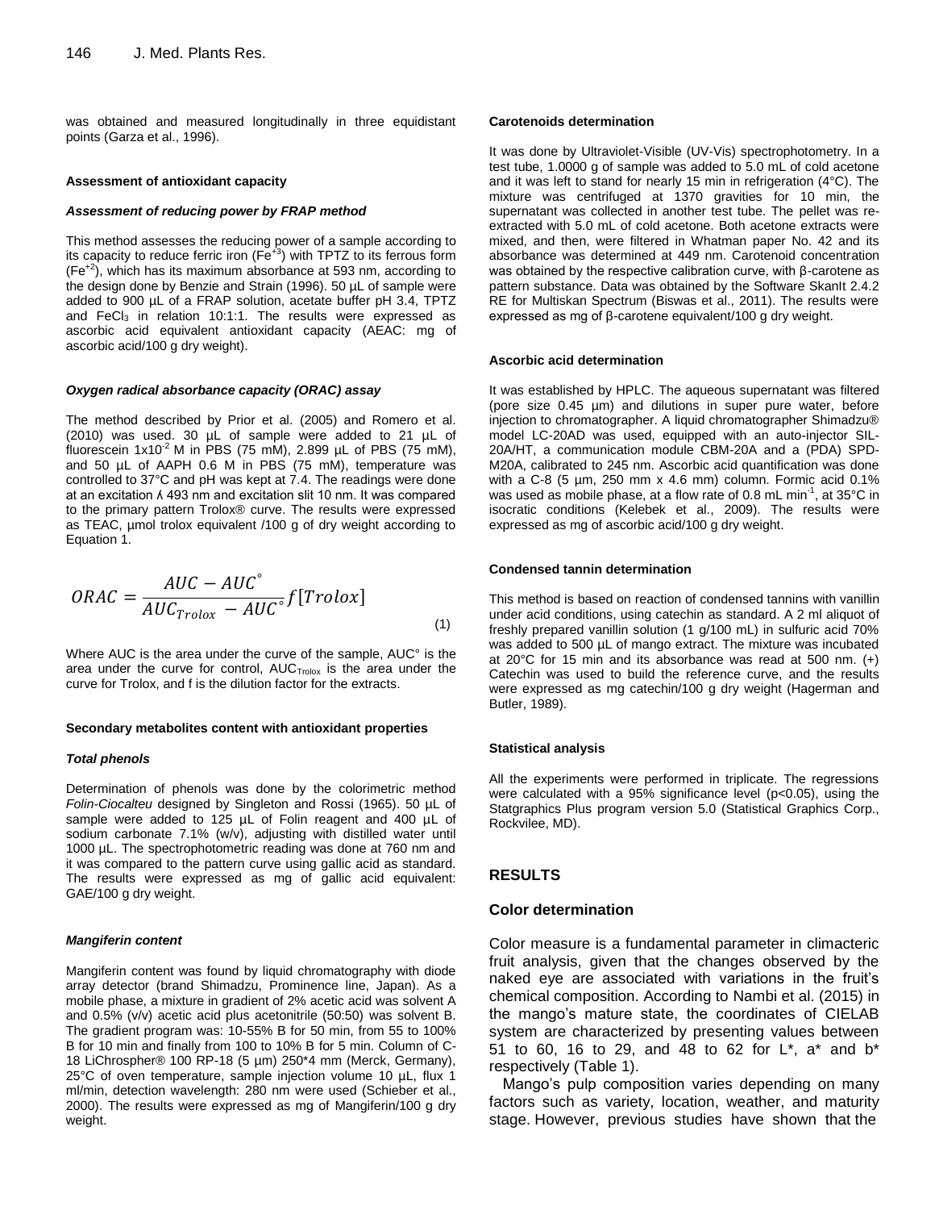was obtained and measured longitudinally in three equidistant points (Garza et al., 1996).

### Assessment of antioxidant capacity

#### *Assessment of reducing power by FRAP method*

This method assesses the reducing power of a sample according to its capacity to reduce ferric iron ($Fe^{+3}$) with TPTZ to its ferrous form ($Fe^{+2}$), which has its maximum absorbance at 593 nm, according to the design done by Benzie and Strain (1996). 50 µL of sample were added to 900 µL of a FRAP solution, acetate buffer pH 3.4, TPTZ and $FeCl_3$ in relation 10:1:1. The results were expressed as ascorbic acid equivalent antioxidant capacity (AEAC: mg of ascorbic acid/100 g dry weight).

#### *Oxygen radical absorbance capacity (ORAC) assay*

The method described by Prior et al. (2005) and Romero et al. (2010) was used. 30 µL of sample were added to 21 µL of fluorescein $1x10^{-2}$ M in PBS (75 mM), 2.899 µL of PBS (75 mM), and 50 µL of AAPH 0.6 M in PBS (75 mM), temperature was controlled to 37°C and pH was kept at 7.4. The readings were done at an excitation ʎ 493 nm and excitation slit 10 nm. It was compared to the primary pattern Trolox® curve. The results were expressed as TEAC, µmol trolox equivalent /100 g of dry weight according to Equation 1.

$$ORAC = \frac{AUC - AUC^{\circ}}{AUC_{Trolox} - AUC^{\circ}} f[Trolox] \tag{1}$$

Where AUC is the area under the curve of the sample, AUC° is the area under the curve for control, $AUC_{Trolox}$ is the area under the curve for Trolox, and f is the dilution factor for the extracts.

### Secondary metabolites content with antioxidant properties

#### *Total phenols*

Determination of phenols was done by the colorimetric method *Folin-Ciocalteu* designed by Singleton and Rossi (1965). 50 µL of sample were added to 125 µL of Folin reagent and 400 µL of sodium carbonate 7.1% (w/v), adjusting with distilled water until 1000 µL. The spectrophotometric reading was done at 760 nm and it was compared to the pattern curve using gallic acid as standard. The results were expressed as mg of gallic acid equivalent: GAE/100 g dry weight.

#### *Mangiferin content*

Mangiferin content was found by liquid chromatography with diode array detector (brand Shimadzu, Prominence line, Japan). As a mobile phase, a mixture in gradient of 2% acetic acid was solvent A and 0.5% (v/v) acetic acid plus acetonitrile (50:50) was solvent B. The gradient program was: 10-55% B for 50 min, from 55 to 100% B for 10 min and finally from 100 to 10% B for 5 min. Column of C-18 LiChrospher® 100 RP-18 (5 µm) 250*4 mm (Merck, Germany), 25°C of oven temperature, sample injection volume 10 µL, flux 1 ml/min, detection wavelength: 280 nm were used (Schieber et al., 2000). The results were expressed as mg of Mangiferin/100 g dry weight.

### Carotenoids determination

It was done by Ultraviolet-Visible (UV-Vis) spectrophotometry. In a test tube, 1.0000 g of sample was added to 5.0 mL of cold acetone and it was left to stand for nearly 15 min in refrigeration (4°C). The mixture was centrifuged at 1370 gravities for 10 min, the supernatant was collected in another test tube. The pellet was re-extracted with 5.0 mL of cold acetone. Both acetone extracts were mixed, and then, were filtered in Whatman paper No. 42 and its absorbance was determined at 449 nm. Carotenoid concentration was obtained by the respective calibration curve, with β-carotene as pattern substance. Data was obtained by the Software SkanIt 2.4.2 RE for Multiskan Spectrum (Biswas et al., 2011). The results were expressed as mg of β-carotene equivalent/100 g dry weight.

### Ascorbic acid determination

It was established by HPLC. The aqueous supernatant was filtered (pore size 0.45 µm) and dilutions in super pure water, before injection to chromatographer. A liquid chromatographer Shimadzu® model LC-20AD was used, equipped with an auto-injector SIL-20A/HT, a communication module CBM-20A and a (PDA) SPD-M20A, calibrated to 245 nm. Ascorbic acid quantification was done with a C-8 (5 µm, 250 mm x 4.6 mm) column. Formic acid 0.1% was used as mobile phase, at a flow rate of 0.8 mL $min^{-1}$, at 35°C in isocratic conditions (Kelebek et al., 2009). The results were expressed as mg of ascorbic acid/100 g dry weight.

### Condensed tannin determination

This method is based on reaction of condensed tannins with vanillin under acid conditions, using catechin as standard. A 2 ml aliquot of freshly prepared vanillin solution (1 g/100 mL) in sulfuric acid 70% was added to 500 µL of mango extract. The mixture was incubated at 20°C for 15 min and its absorbance was read at 500 nm. (+) Catechin was used to build the reference curve, and the results were expressed as mg catechin/100 g dry weight (Hagerman and Butler, 1989).

### Statistical analysis

All the experiments were performed in triplicate. The regressions were calculated with a 95% significance level ($p<0.05$), using the Statgraphics Plus program version 5.0 (Statistical Graphics Corp., Rockvilee, MD).

## RESULTS

### Color determination

Color measure is a fundamental parameter in climacteric fruit analysis, given that the changes observed by the naked eye are associated with variations in the fruit's chemical composition. According to Nambi et al. (2015) in the mango's mature state, the coordinates of CIELAB system are characterized by presenting values between 51 to 60, 16 to 29, and 48 to 62 for L*, a* and b* respectively (Table 1).

Mango's pulp composition varies depending on many factors such as variety, location, weather, and maturity stage. However, previous studies have shown that the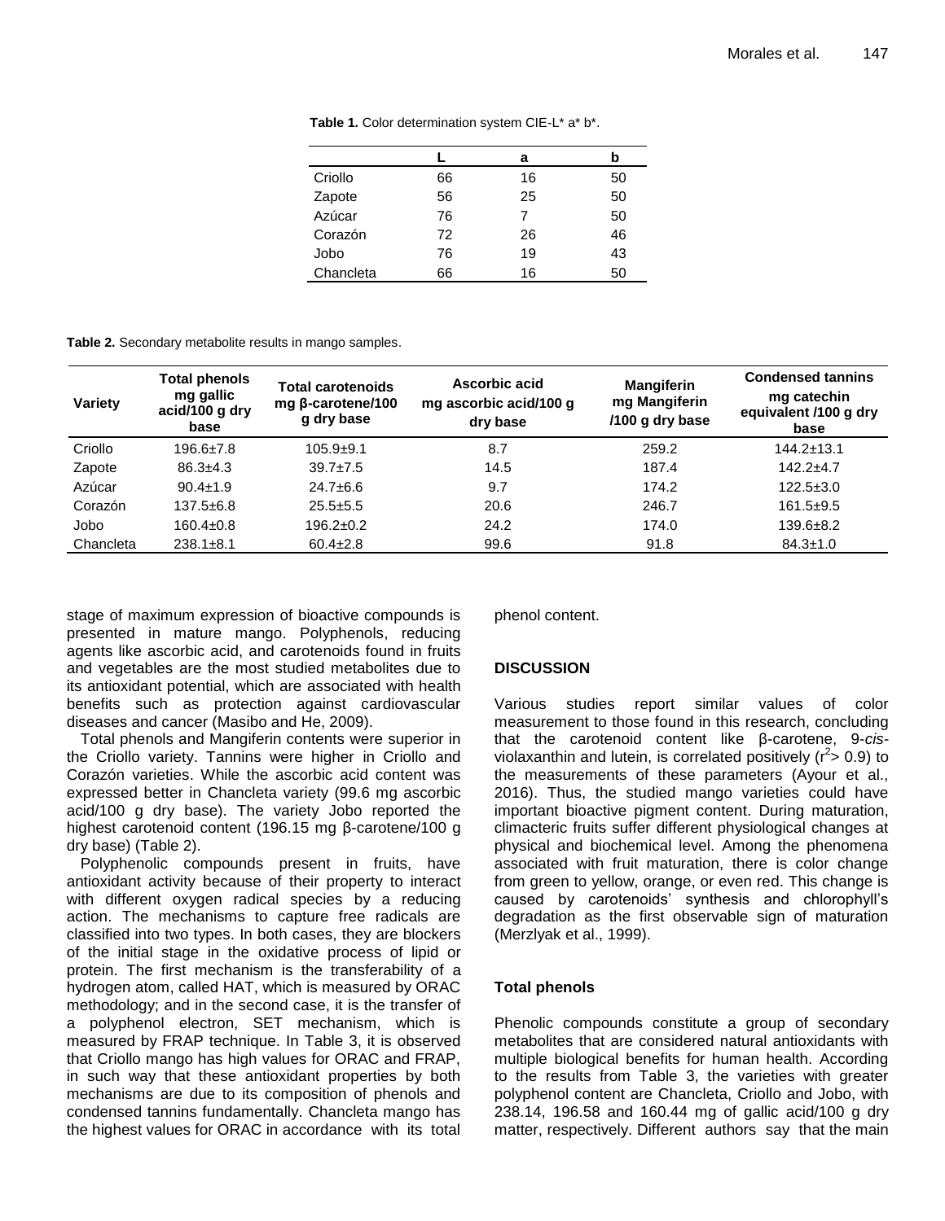**Table 1.** Color determination system CIE-L* a* b*.

| | L | a | b |
|---|---|---|---|
| Criollo | 66 | 16 | 50 |
| Zapote | 56 | 25 | 50 |
| Azúcar | 76 | 7 | 50 |
| Corazón | 72 | 26 | 46 |
| Jobo | 76 | 19 | 43 |
| Chancleta | 66 | 16 | 50 |

**Table 2.** Secondary metabolite results in mango samples.

| Variety | Total phenols mg gallic acid/100 g dry base | Total carotenoids mg β-carotene/100 g dry base | Ascorbic acid mg ascorbic acid/100 g dry base | Mangiferin mg Mangiferin /100 g dry base | Condensed tannins mg catechin equivalent /100 g dry base |
|---|---|---|---|---|---|
| Criollo | 196.6±7.8 | 105.9±9.1 | 8.7 | 259.2 | 144.2±13.1 |
| Zapote | 86.3±4.3 | 39.7±7.5 | 14.5 | 187.4 | 142.2±4.7 |
| Azúcar | 90.4±1.9 | 24.7±6.6 | 9.7 | 174.2 | 122.5±3.0 |
| Corazón | 137.5±6.8 | 25.5±5.5 | 20.6 | 246.7 | 161.5±9.5 |
| Jobo | 160.4±0.8 | 196.2±0.2 | 24.2 | 174.0 | 139.6±8.2 |
| Chancleta | 238.1±8.1 | 60.4±2.8 | 99.6 | 91.8 | 84.3±1.0 |

stage of maximum expression of bioactive compounds is presented in mature mango. Polyphenols, reducing agents like ascorbic acid, and carotenoids found in fruits and vegetables are the most studied metabolites due to its antioxidant potential, which are associated with health benefits such as protection against cardiovascular diseases and cancer (Masibo and He, 2009).

Total phenols and Mangiferin contents were superior in the Criollo variety. Tannins were higher in Criollo and Corazón varieties. While the ascorbic acid content was expressed better in Chancleta variety (99.6 mg ascorbic acid/100 g dry base). The variety Jobo reported the highest carotenoid content (196.15 mg β-carotene/100 g dry base) (Table 2).

Polyphenolic compounds present in fruits, have antioxidant activity because of their property to interact with different oxygen radical species by a reducing action. The mechanisms to capture free radicals are classified into two types. In both cases, they are blockers of the initial stage in the oxidative process of lipid or protein. The first mechanism is the transferability of a hydrogen atom, called HAT, which is measured by ORAC methodology; and in the second case, it is the transfer of a polyphenol electron, SET mechanism, which is measured by FRAP technique. In Table 3, it is observed that Criollo mango has high values for ORAC and FRAP, in such way that these antioxidant properties by both mechanisms are due to its composition of phenols and condensed tannins fundamentally. Chancleta mango has the highest values for ORAC in accordance with its total phenol content.

## DISCUSSION

Various studies report similar values of color measurement to those found in this research, concluding that the carotenoid content like β-carotene, 9-*cis*-violaxanthin and lutein, is correlated positively ($r^2 > 0.9$) to the measurements of these parameters (Ayour et al., 2016). Thus, the studied mango varieties could have important bioactive pigment content. During maturation, climacteric fruits suffer different physiological changes at physical and biochemical level. Among the phenomena associated with fruit maturation, there is color change from green to yellow, orange, or even red. This change is caused by carotenoids' synthesis and chlorophyll's degradation as the first observable sign of maturation (Merzlyak et al., 1999).

### Total phenols

Phenolic compounds constitute a group of secondary metabolites that are considered natural antioxidants with multiple biological benefits for human health. According to the results from Table 3, the varieties with greater polyphenol content are Chancleta, Criollo and Jobo, with 238.14, 196.58 and 160.44 mg of gallic acid/100 g dry matter, respectively. Different authors say that the main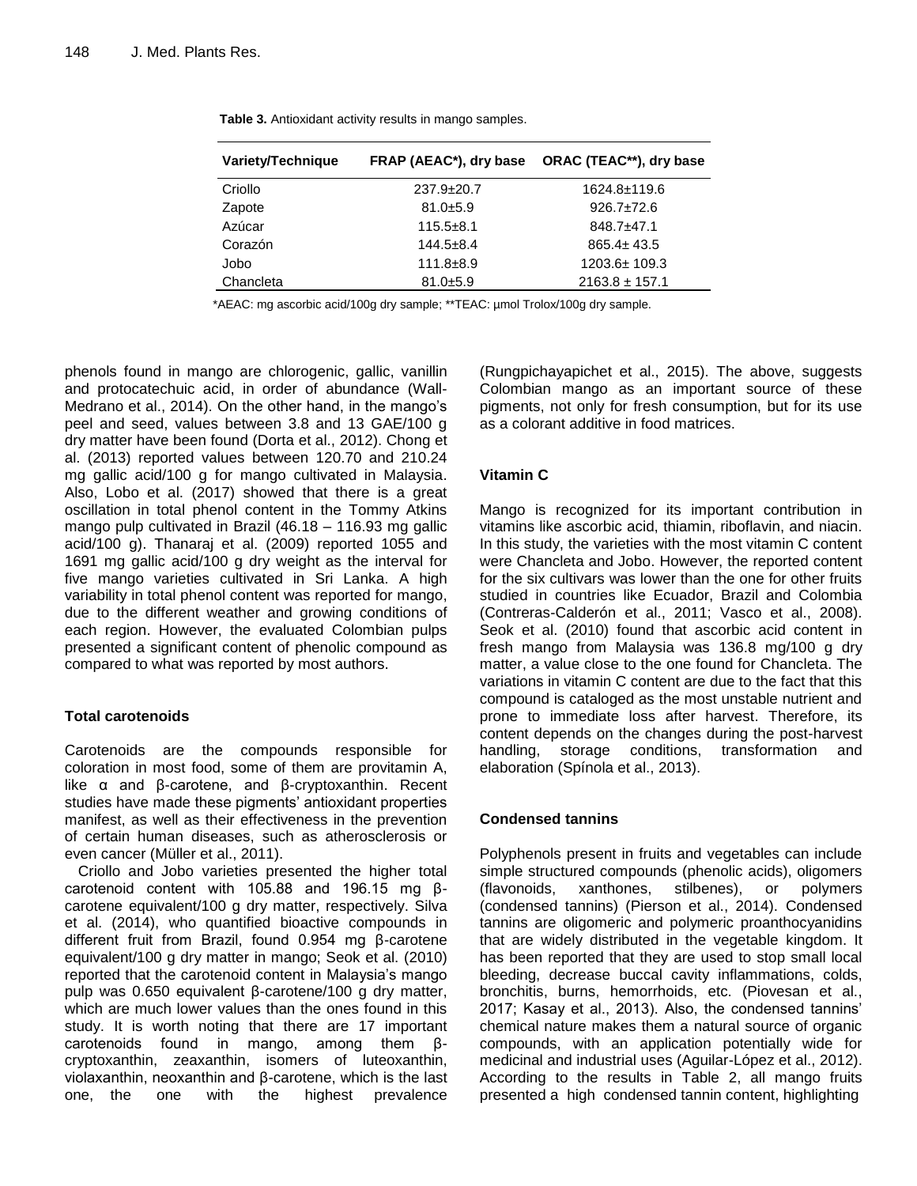**Table 3.** Antioxidant activity results in mango samples.

| Variety/Technique | FRAP (AEAC*), dry base | ORAC (TEAC**), dry base |
|---|---|---|
| Criollo | 237.9±20.7 | 1624.8±119.6 |
| Zapote | 81.0±5.9 | 926.7±72.6 |
| Azúcar | 115.5±8.1 | 848.7±47.1 |
| Corazón | 144.5±8.4 | 865.4± 43.5 |
| Jobo | 111.8±8.9 | 1203.6± 109.3 |
| Chancleta | 81.0±5.9 | 2163.8 ± 157.1 |

*AEAC: mg ascorbic acid/100g dry sample; **TEAC: μmol Trolox/100g dry sample.

phenols found in mango are chlorogenic, gallic, vanillin and protocatechuic acid, in order of abundance (Wall-Medrano et al., 2014). On the other hand, in the mango's peel and seed, values between 3.8 and 13 GAE/100 g dry matter have been found (Dorta et al., 2012). Chong et al. (2013) reported values between 120.70 and 210.24 mg gallic acid/100 g for mango cultivated in Malaysia. Also, Lobo et al. (2017) showed that there is a great oscillation in total phenol content in the Tommy Atkins mango pulp cultivated in Brazil (46.18 – 116.93 mg gallic acid/100 g). Thanaraj et al. (2009) reported 1055 and 1691 mg gallic acid/100 g dry weight as the interval for five mango varieties cultivated in Sri Lanka. A high variability in total phenol content was reported for mango, due to the different weather and growing conditions of each region. However, the evaluated Colombian pulps presented a significant content of phenolic compound as compared to what was reported by most authors.

## Total carotenoids

Carotenoids are the compounds responsible for coloration in most food, some of them are provitamin A, like α and β-carotene, and β-cryptoxanthin. Recent studies have made these pigments' antioxidant properties manifest, as well as their effectiveness in the prevention of certain human diseases, such as atherosclerosis or even cancer (Müller et al., 2011).

Criollo and Jobo varieties presented the higher total carotenoid content with 105.88 and 196.15 mg β-carotene equivalent/100 g dry matter, respectively. Silva et al. (2014), who quantified bioactive compounds in different fruit from Brazil, found 0.954 mg β-carotene equivalent/100 g dry matter in mango; Seok et al. (2010) reported that the carotenoid content in Malaysia's mango pulp was 0.650 equivalent β-carotene/100 g dry matter, which are much lower values than the ones found in this study. It is worth noting that there are 17 important carotenoids found in mango, among them β-cryptoxanthin, zeaxanthin, isomers of luteoxanthin, violaxanthin, neoxanthin and β-carotene, which is the last one, the one with the highest prevalence (Rungpichayapichet et al., 2015). The above, suggests Colombian mango as an important source of these pigments, not only for fresh consumption, but for its use as a colorant additive in food matrices.

## Vitamin C

Mango is recognized for its important contribution in vitamins like ascorbic acid, thiamin, riboflavin, and niacin. In this study, the varieties with the most vitamin C content were Chancleta and Jobo. However, the reported content for the six cultivars was lower than the one for other fruits studied in countries like Ecuador, Brazil and Colombia (Contreras-Calderón et al., 2011; Vasco et al., 2008). Seok et al. (2010) found that ascorbic acid content in fresh mango from Malaysia was 136.8 mg/100 g dry matter, a value close to the one found for Chancleta. The variations in vitamin C content are due to the fact that this compound is cataloged as the most unstable nutrient and prone to immediate loss after harvest. Therefore, its content depends on the changes during the post-harvest handling, storage conditions, transformation and elaboration (Spínola et al., 2013).

## Condensed tannins

Polyphenols present in fruits and vegetables can include simple structured compounds (phenolic acids), oligomers (flavonoids, xanthones, stilbenes), or polymers (condensed tannins) (Pierson et al., 2014). Condensed tannins are oligomeric and polymeric proanthocyanidins that are widely distributed in the vegetable kingdom. It has been reported that they are used to stop small local bleeding, decrease buccal cavity inflammations, colds, bronchitis, burns, hemorrhoids, etc. (Piovesan et al., 2017; Kasay et al., 2013). Also, the condensed tannins' chemical nature makes them a natural source of organic compounds, with an application potentially wide for medicinal and industrial uses (Aguilar-López et al., 2012). According to the results in Table 2, all mango fruits presented a high condensed tannin content, highlighting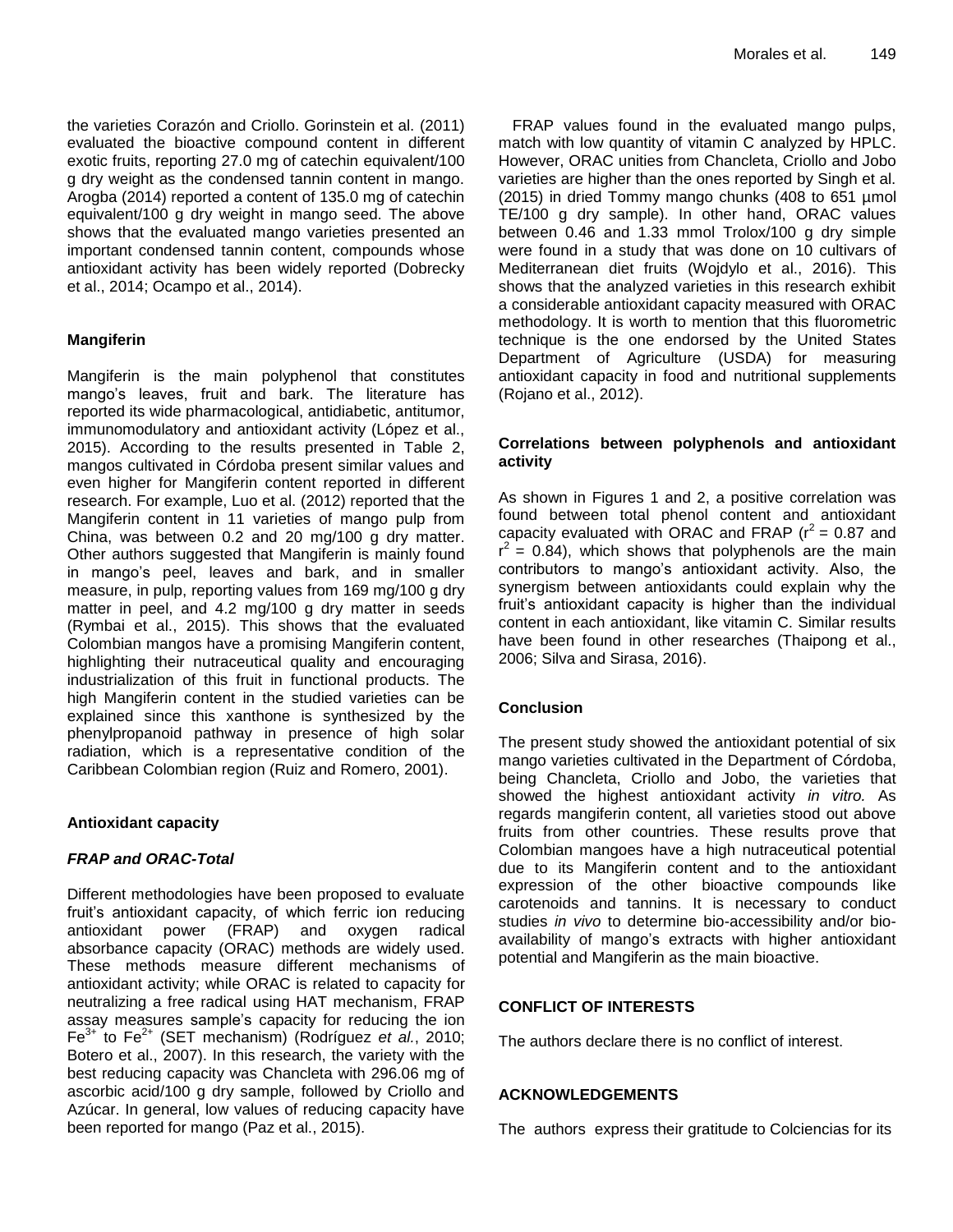the varieties Corazón and Criollo. Gorinstein et al. (2011) evaluated the bioactive compound content in different exotic fruits, reporting 27.0 mg of catechin equivalent/100 g dry weight as the condensed tannin content in mango. Arogba (2014) reported a content of 135.0 mg of catechin equivalent/100 g dry weight in mango seed. The above shows that the evaluated mango varieties presented an important condensed tannin content, compounds whose antioxidant activity has been widely reported (Dobrecky et al., 2014; Ocampo et al., 2014).

### Mangiferin

Mangiferin is the main polyphenol that constitutes mango's leaves, fruit and bark. The literature has reported its wide pharmacological, antidiabetic, antitumor, immunomodulatory and antioxidant activity (López et al., 2015). According to the results presented in Table 2, mangos cultivated in Córdoba present similar values and even higher for Mangiferin content reported in different research. For example, Luo et al. (2012) reported that the Mangiferin content in 11 varieties of mango pulp from China, was between 0.2 and 20 mg/100 g dry matter. Other authors suggested that Mangiferin is mainly found in mango's peel, leaves and bark, and in smaller measure, in pulp, reporting values from 169 mg/100 g dry matter in peel, and 4.2 mg/100 g dry matter in seeds (Rymbai et al., 2015). This shows that the evaluated Colombian mangos have a promising Mangiferin content, highlighting their nutraceutical quality and encouraging industrialization of this fruit in functional products. The high Mangiferin content in the studied varieties can be explained since this xanthone is synthesized by the phenylpropanoid pathway in presence of high solar radiation, which is a representative condition of the Caribbean Colombian region (Ruiz and Romero, 2001).

### Antioxidant capacity

#### *FRAP and ORAC-Total*

Different methodologies have been proposed to evaluate fruit's antioxidant capacity, of which ferric ion reducing antioxidant power (FRAP) and oxygen radical absorbance capacity (ORAC) methods are widely used. These methods measure different mechanisms of antioxidant activity; while ORAC is related to capacity for neutralizing a free radical using HAT mechanism, FRAP assay measures sample's capacity for reducing the ion $Fe^{3+}$ to $Fe^{2+}$ (SET mechanism) (Rodríguez *et al.*, 2010; Botero et al., 2007). In this research, the variety with the best reducing capacity was Chancleta with 296.06 mg of ascorbic acid/100 g dry sample, followed by Criollo and Azúcar. In general, low values of reducing capacity have been reported for mango (Paz et al., 2015).

FRAP values found in the evaluated mango pulps, match with low quantity of vitamin C analyzed by HPLC. However, ORAC unities from Chancleta, Criollo and Jobo varieties are higher than the ones reported by Singh et al. (2015) in dried Tommy mango chunks (408 to 651 µmol TE/100 g dry sample). In other hand, ORAC values between 0.46 and 1.33 mmol Trolox/100 g dry simple were found in a study that was done on 10 cultivars of Mediterranean diet fruits (Wojdylo et al., 2016). This shows that the analyzed varieties in this research exhibit a considerable antioxidant capacity measured with ORAC methodology. It is worth to mention that this fluorometric technique is the one endorsed by the United States Department of Agriculture (USDA) for measuring antioxidant capacity in food and nutritional supplements (Rojano et al., 2012).

### Correlations between polyphenols and antioxidant activity

As shown in Figures 1 and 2, a positive correlation was found between total phenol content and antioxidant capacity evaluated with ORAC and FRAP ($r^2$ = 0.87 and $r^2$ = 0.84), which shows that polyphenols are the main contributors to mango's antioxidant activity. Also, the synergism between antioxidants could explain why the fruit's antioxidant capacity is higher than the individual content in each antioxidant, like vitamin C. Similar results have been found in other researches (Thaipong et al., 2006; Silva and Sirasa, 2016).

### Conclusion

The present study showed the antioxidant potential of six mango varieties cultivated in the Department of Córdoba, being Chancleta, Criollo and Jobo, the varieties that showed the highest antioxidant activity *in vitro.* As regards mangiferin content, all varieties stood out above fruits from other countries. These results prove that Colombian mangoes have a high nutraceutical potential due to its Mangiferin content and to the antioxidant expression of the other bioactive compounds like carotenoids and tannins. It is necessary to conduct studies *in vivo* to determine bio-accessibility and/or bio-availability of mango's extracts with higher antioxidant potential and Mangiferin as the main bioactive.

### CONFLICT OF INTERESTS

The authors declare there is no conflict of interest.

### ACKNOWLEDGEMENTS

The authors express their gratitude to Colciencias for its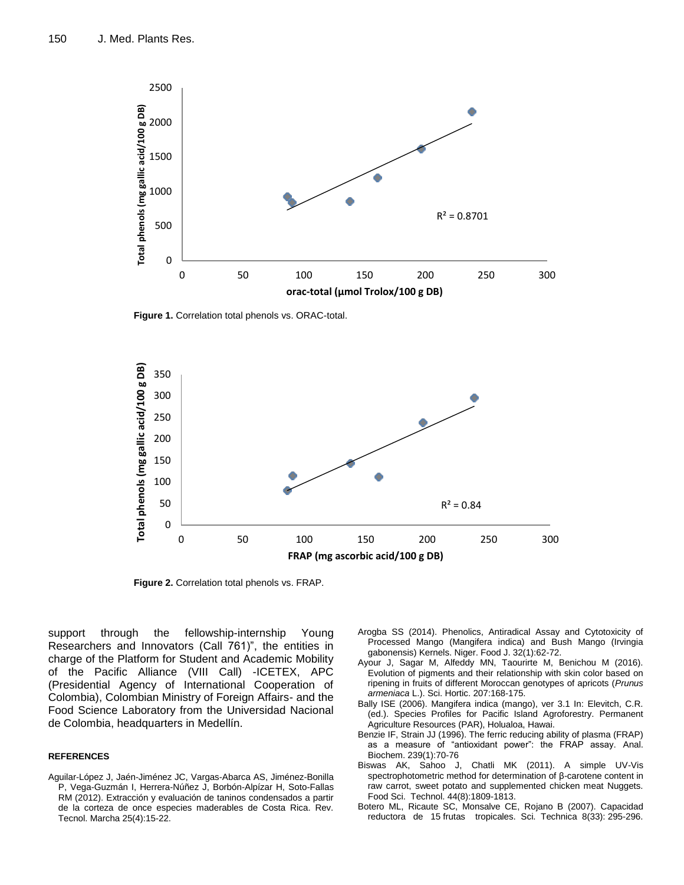Figure 1. Correlation total phenols vs. ORAC-total.

Figure 2. Correlation total phenols vs. FRAP.

support through the fellowship-internship Young Researchers and Innovators (Call 761)", the entities in charge of the Platform for Student and Academic Mobility of the Pacific Alliance (VIII Call) -ICETEX, APC (Presidential Agency of International Cooperation of Colombia), Colombian Ministry of Foreign Affairs- and the Food Science Laboratory from the Universidad Nacional de Colombia, headquarters in Medellín.

## REFERENCES

Aguilar-López J, Jaén-Jiménez JC, Vargas-Abarca AS, Jiménez-Bonilla P, Vega-Guzmán I, Herrera-Núñez J, Borbón-Alpízar H, Soto-Fallas RM (2012). Extracción y evaluación de taninos condensados a partir de la corteza de once especies maderables de Costa Rica. Rev. Tecnol. Marcha 25(4):15-22.

Arogba SS (2014). Phenolics, Antiradical Assay and Cytotoxicity of Processed Mango (Mangifera indica) and Bush Mango (Irvingia gabonensis) Kernels. Niger. Food J. 32(1):62-72.

Ayour J, Sagar M, Alfeddy MN, Taourirte M, Benichou M (2016). Evolution of pigments and their relationship with skin color based on ripening in fruits of different Moroccan genotypes of apricots (*Prunus armeniaca* L.). Sci. Hortic. 207:168-175.

Bally ISE (2006). Mangifera indica (mango), ver 3.1 In: Elevitch, C.R. (ed.). Species Profiles for Pacific Island Agroforestry. Permanent Agriculture Resources (PAR), Holualoa, Hawai.

Benzie IF, Strain JJ (1996). The ferric reducing ability of plasma (FRAP) as a measure of "antioxidant power": the FRAP assay. Anal. Biochem. 239(1):70-76

Biswas AK, Sahoo J, Chatli MK (2011). A simple UV-Vis spectrophotometric method for determination of β-carotene content in raw carrot, sweet potato and supplemented chicken meat Nuggets. Food Sci. Technol. 44(8):1809-1813.

Botero ML, Ricaute SC, Monsalve CE, Rojano B (2007). Capacidad reductora de 15 frutas tropicales. Sci. Technica 8(33): 295-296.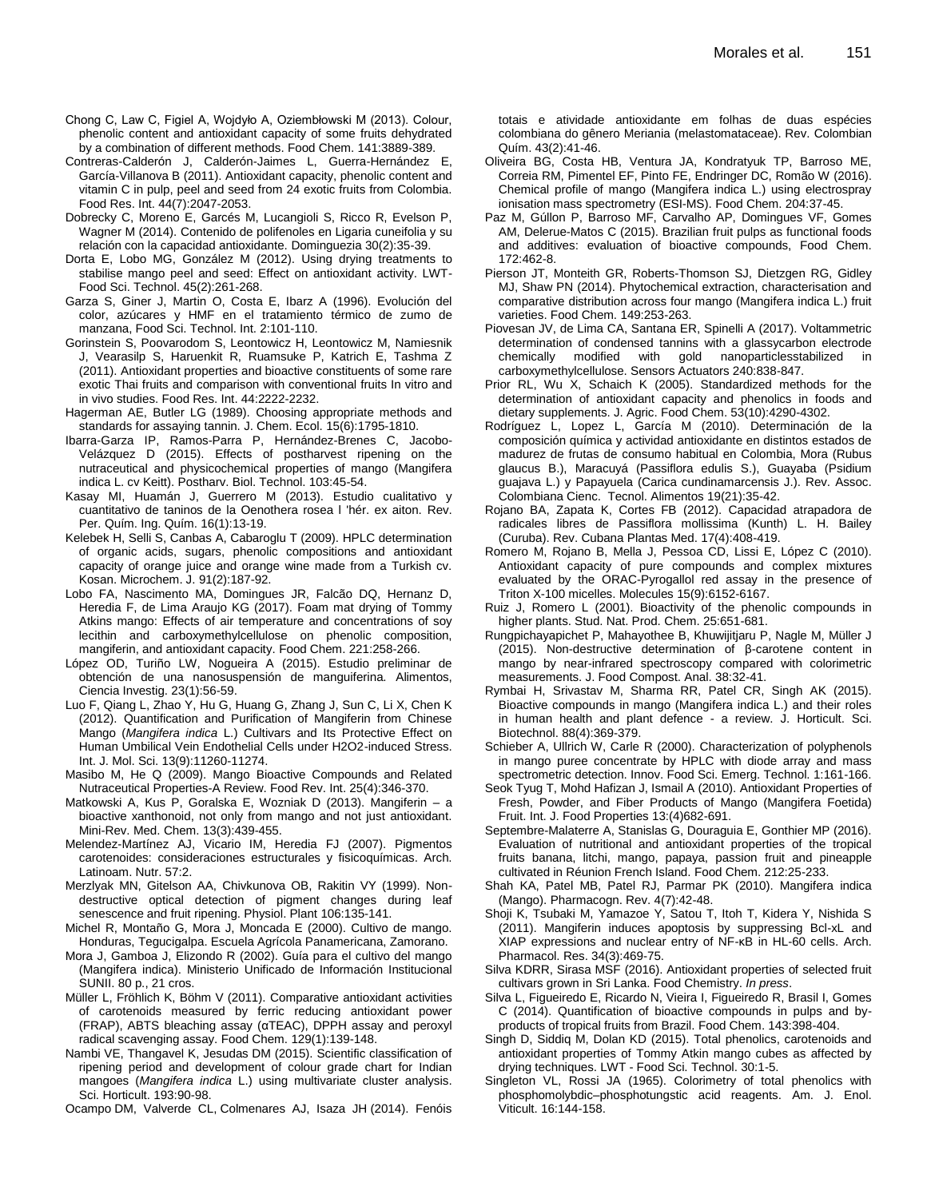Chong C, Law C, Figiel A, Wojdyło A, Oziembłowski M (2013). Colour, phenolic content and antioxidant capacity of some fruits dehydrated by a combination of different methods. Food Chem. 141:3889-389.

Contreras-Calderón J, Calderón-Jaimes L, Guerra-Hernández E, García-Villanova B (2011). Antioxidant capacity, phenolic content and vitamin C in pulp, peel and seed from 24 exotic fruits from Colombia. Food Res. Int. 44(7):2047-2053.

Dobrecky C, Moreno E, Garcés M, Lucangioli S, Ricco R, Evelson P, Wagner M (2014). Contenido de polifenoles en Ligaria cuneifolia y su relación con la capacidad antioxidante. Dominguezia 30(2):35-39.

Dorta E, Lobo MG, González M (2012). Using drying treatments to stabilise mango peel and seed: Effect on antioxidant activity. LWT-Food Sci. Technol. 45(2):261-268.

Garza S, Giner J, Martin O, Costa E, Ibarz A (1996). Evolución del color, azúcares y HMF en el tratamiento térmico de zumo de manzana, Food Sci. Technol. Int. 2:101-110.

Gorinstein S, Poovarodom S, Leontowicz H, Leontowicz M, Namiesnik J, Vearasilp S, Haruenkit R, Ruamsuke P, Katrich E, Tashma Z (2011). Antioxidant properties and bioactive constituents of some rare exotic Thai fruits and comparison with conventional fruits In vitro and in vivo studies. Food Res. Int. 44:2222-2232.

Hagerman AE, Butler LG (1989). Choosing appropriate methods and standards for assaying tannin. J. Chem. Ecol. 15(6):1795-1810.

Ibarra-Garza IP, Ramos-Parra P, Hernández-Brenes C, Jacobo-Velázquez D (2015). Effects of postharvest ripening on the nutraceutical and physicochemical properties of mango (Mangifera indica L. cv Keitt). Postharv. Biol. Technol. 103:45-54.

Kasay MI, Huamán J, Guerrero M (2013). Estudio cualitativo y cuantitativo de taninos de la Oenothera rosea l 'hér. ex aiton. Rev. Per. Quím. Ing. Quím. 16(1):13-19.

Kelebek H, Selli S, Canbas A, Cabaroglu T (2009). HPLC determination of organic acids, sugars, phenolic compositions and antioxidant capacity of orange juice and orange wine made from a Turkish cv. Kosan. Microchem. J. 91(2):187-92.

Lobo FA, Nascimento MA, Domingues JR, Falcão DQ, Hernanz D, Heredia F, de Lima Araujo KG (2017). Foam mat drying of Tommy Atkins mango: Effects of air temperature and concentrations of soy lecithin and carboxymethylcellulose on phenolic composition, mangiferin, and antioxidant capacity. Food Chem. 221:258-266.

López OD, Turiño LW, Nogueira A (2015). Estudio preliminar de obtención de una nanosuspensión de manguiferina. Alimentos, Ciencia Investig. 23(1):56-59.

Luo F, Qiang L, Zhao Y, Hu G, Huang G, Zhang J, Sun C, Li X, Chen K (2012). Quantification and Purification of Mangiferin from Chinese Mango (*Mangifera indica* L.) Cultivars and Its Protective Effect on Human Umbilical Vein Endothelial Cells under H2O2-induced Stress. Int. J. Mol. Sci. 13(9):11260-11274.

Masibo M, He Q (2009). Mango Bioactive Compounds and Related Nutraceutical Properties-A Review. Food Rev. Int. 25(4):346-370.

Matkowski A, Kus P, Goralska E, Wozniak D (2013). Mangiferin – a bioactive xanthonoid, not only from mango and not just antioxidant. Mini-Rev. Med. Chem. 13(3):439-455.

Melendez-Martínez AJ, Vicario IM, Heredia FJ (2007). Pigmentos carotenoides: consideraciones estructurales y fisicoquímicas. Arch. Latinoam. Nutr. 57:2.

Merzlyak MN, Gitelson AA, Chivkunova OB, Rakitin VY (1999). Non-destructive optical detection of pigment changes during leaf senescence and fruit ripening. Physiol. Plant 106:135-141.

Michel R, Montaño G, Mora J, Moncada E (2000). Cultivo de mango. Honduras, Tegucigalpa. Escuela Agrícola Panamericana, Zamorano.

Mora J, Gamboa J, Elizondo R (2002). Guía para el cultivo del mango (Mangifera indica). Ministerio Unificado de Información Institucional SUNII. 80 p., 21 cros.

Müller L, Fröhlich K, Böhm V (2011). Comparative antioxidant activities of carotenoids measured by ferric reducing antioxidant power (FRAP), ABTS bleaching assay (αTEAC), DPPH assay and peroxyl radical scavenging assay. Food Chem. 129(1):139-148.

Nambi VE, Thangavel K, Jesudas DM (2015). Scientific classification of ripening period and development of colour grade chart for Indian mangoes (*Mangifera indica* L.) using multivariate cluster analysis. Sci. Horticult. 193:90-98.

Ocampo DM, Valverde CL, Colmenares AJ, Isaza JH (2014). Fenóis totais e atividade antioxidante em folhas de duas espécies colombiana do gênero Meriania (melastomataceae). Rev. Colombian Quím. 43(2):41-46.

Oliveira BG, Costa HB, Ventura JA, Kondratyuk TP, Barroso ME, Correia RM, Pimentel EF, Pinto FE, Endringer DC, Romão W (2016). Chemical profile of mango (Mangifera indica L.) using electrospray ionisation mass spectrometry (ESI-MS). Food Chem. 204:37-45.

Paz M, Gúllon P, Barroso MF, Carvalho AP, Domingues VF, Gomes AM, Delerue-Matos C (2015). Brazilian fruit pulps as functional foods and additives: evaluation of bioactive compounds, Food Chem. 172:462-8.

Pierson JT, Monteith GR, Roberts-Thomson SJ, Dietzgen RG, Gidley MJ, Shaw PN (2014). Phytochemical extraction, characterisation and comparative distribution across four mango (Mangifera indica L.) fruit varieties. Food Chem. 149:253-263.

Piovesan JV, de Lima CA, Santana ER, Spinelli A (2017). Voltammetric determination of condensed tannins with a glassycarbon electrode chemically modified with gold nanoparticlesstabilized in carboxymethylcellulose. Sensors Actuators 240:838-847.

Prior RL, Wu X, Schaich K (2005). Standardized methods for the determination of antioxidant capacity and phenolics in foods and dietary supplements. J. Agric. Food Chem. 53(10):4290-4302.

Rodríguez L, Lopez L, García M (2010). Determinación de la composición química y actividad antioxidante en distintos estados de madurez de frutas de consumo habitual en Colombia, Mora (Rubus glaucus B.), Maracuyá (Passiflora edulis S.), Guayaba (Psidium guajava L.) y Papayuela (Carica cundinamarcensis J.). Rev. Assoc. Colombiana Cienc. Tecnol. Alimentos 19(21):35-42.

Rojano BA, Zapata K, Cortes FB (2012). Capacidad atrapadora de radicales libres de Passiflora mollissima (Kunth) L. H. Bailey (Curuba). Rev. Cubana Plantas Med. 17(4):408-419.

Romero M, Rojano B, Mella J, Pessoa CD, Lissi E, López C (2010). Antioxidant capacity of pure compounds and complex mixtures evaluated by the ORAC-Pyrogallol red assay in the presence of Triton X-100 micelles. Molecules 15(9):6152-6167.

Ruiz J, Romero L (2001). Bioactivity of the phenolic compounds in higher plants. Stud. Nat. Prod. Chem. 25:651-681.

Rungpichayapichet P, Mahayothee B, Khuwijitjaru P, Nagle M, Müller J (2015). Non-destructive determination of β-carotene content in mango by near-infrared spectroscopy compared with colorimetric measurements. J. Food Compost. Anal. 38:32-41.

Rymbai H, Srivastav M, Sharma RR, Patel CR, Singh AK (2015). Bioactive compounds in mango (Mangifera indica L.) and their roles in human health and plant defence - a review. J. Horticult. Sci. Biotechnol. 88(4):369-379.

Schieber A, Ullrich W, Carle R (2000). Characterization of polyphenols in mango puree concentrate by HPLC with diode array and mass spectrometric detection. Innov. Food Sci. Emerg. Technol. 1:161-166.

Seok Tyug T, Mohd Hafizan J, Ismail A (2010). Antioxidant Properties of Fresh, Powder, and Fiber Products of Mango (Mangifera Foetida) Fruit. Int. J. Food Properties 13:(4)682-691.

Septembre-Malaterre A, Stanislas G, Douraguia E, Gonthier MP (2016). Evaluation of nutritional and antioxidant properties of the tropical fruits banana, litchi, mango, papaya, passion fruit and pineapple cultivated in Réunion French Island. Food Chem. 212:25-233.

Shah KA, Patel MB, Patel RJ, Parmar PK (2010). Mangifera indica (Mango). Pharmacogn. Rev. 4(7):42-48.

Shoji K, Tsubaki M, Yamazoe Y, Satou T, Itoh T, Kidera Y, Nishida S (2011). Mangiferin induces apoptosis by suppressing Bcl-xL and XIAP expressions and nuclear entry of NF-κB in HL-60 cells. Arch. Pharmacol. Res. 34(3):469-75.

Silva KDRR, Sirasa MSF (2016). Antioxidant properties of selected fruit cultivars grown in Sri Lanka. Food Chemistry. *In press*.

Silva L, Figueiredo E, Ricardo N, Vieira I, Figueiredo R, Brasil I, Gomes C (2014). Quantification of bioactive compounds in pulps and by-products of tropical fruits from Brazil. Food Chem. 143:398-404.

Singh D, Siddiq M, Dolan KD (2015). Total phenolics, carotenoids and antioxidant properties of Tommy Atkin mango cubes as affected by drying techniques. LWT - Food Sci. Technol. 30:1-5.

Singleton VL, Rossi JA (1965). Colorimetry of total phenolics with phosphomolybdic–phosphotungstic acid reagents. Am. J. Enol. Viticult. 16:144-158.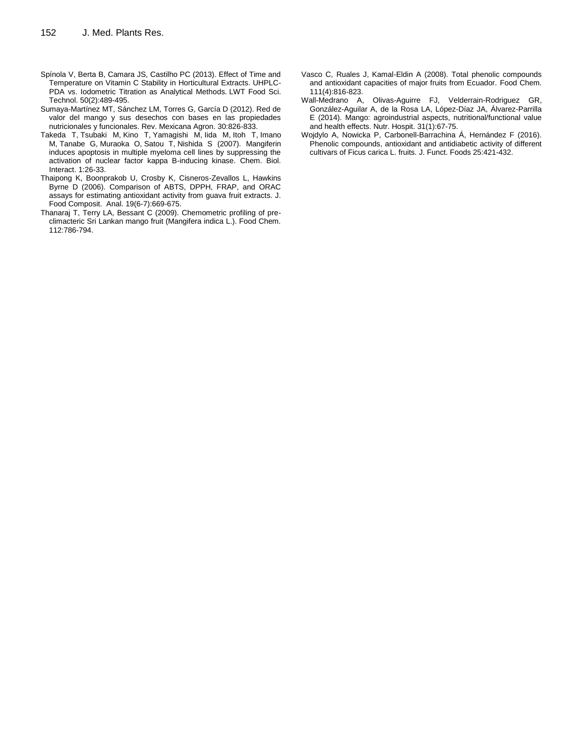Spínola V, Berta B, Camara JS, Castilho PC (2013). Effect of Time and Temperature on Vitamin C Stability in Horticultural Extracts. UHPLC-PDA vs. Iodometric Titration as Analytical Methods. LWT Food Sci. Technol. 50(2):489-495.

Sumaya-Martínez MT, Sánchez LM, Torres G, García D (2012). Red de valor del mango y sus desechos con bases en las propiedades nutricionales y funcionales. Rev. Mexicana Agron. 30:826-833.

Takeda T, Tsubaki M, Kino T, Yamagishi M, Iida M, Itoh T, Imano M, Tanabe G, Muraoka O, Satou T, Nishida S (2007). Mangiferin induces apoptosis in multiple myeloma cell lines by suppressing the activation of nuclear factor kappa B-inducing kinase. Chem. Biol. Interact. 1:26-33.

Thaipong K, Boonprakob U, Crosby K, Cisneros-Zevallos L, Hawkins Byrne D (2006). Comparison of ABTS, DPPH, FRAP, and ORAC assays for estimating antioxidant activity from guava fruit extracts. J. Food Composit. Anal. 19(6-7):669-675.

Thanaraj T, Terry LA, Bessant C (2009). Chemometric profiling of pre-climacteric Sri Lankan mango fruit (Mangifera indica L.). Food Chem. 112:786-794.

Vasco C, Ruales J, Kamal-Eldin A (2008). Total phenolic compounds and antioxidant capacities of major fruits from Ecuador. Food Chem. 111(4):816-823.

Wall-Medrano A, Olivas-Aguirre FJ, Velderrain-Rodriguez GR, González-Aguilar A, de la Rosa LA, López-Díaz JA, Álvarez-Parrilla E (2014). Mango: agroindustrial aspects, nutritional/functional value and health effects. Nutr. Hospit. 31(1):67-75.

Wojdylo A, Nowicka P, Carbonell-Barrachina Á, Hernández F (2016). Phenolic compounds, antioxidant and antidiabetic activity of different cultivars of Ficus carica L. fruits. J. Funct. Foods 25:421-432.